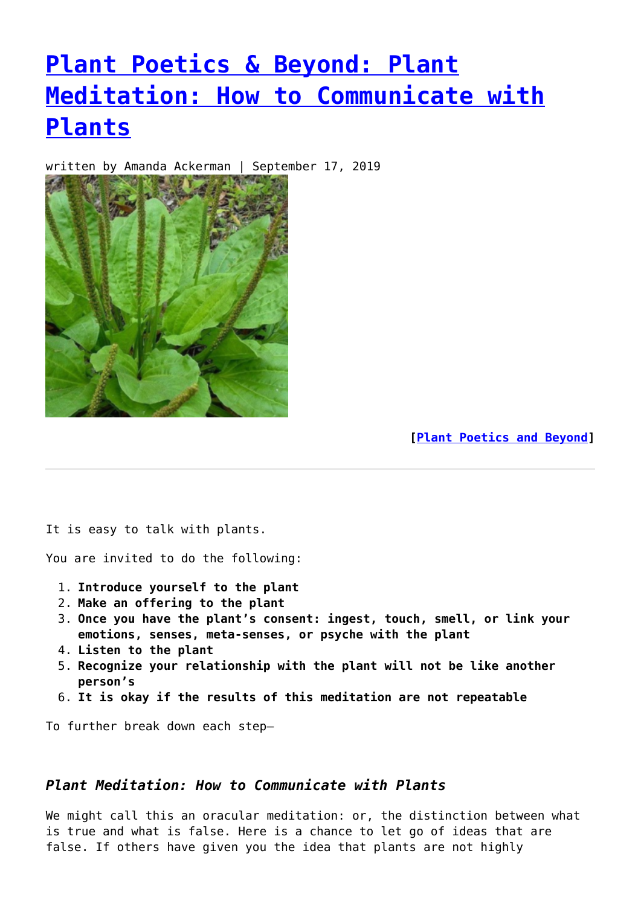# Plant Poetics & Beyond: Plant Meditation: How to Communicate with Plants

written by Amanda Ackerman | September 17, 2019

**[Plant Poetics and Beyond]**

---

It is easy to talk with plants.

You are invited to do the following:

1. **Introduce yourself to the plant**
2. **Make an offering to the plant**
3. **Once you have the plant's consent: ingest, touch, smell, or link your emotions, senses, meta-senses, or psyche with the plant**
4. **Listen to the plant**
5. **Recognize your relationship with the plant will not be like another person's**
6. **It is okay if the results of this meditation are not repeatable**

To further break down each step—

### *Plant Meditation: How to Communicate with Plants*

We might call this an oracular meditation: or, the distinction between what is true and what is false. Here is a chance to let go of ideas that are false. If others have given you the idea that plants are not highly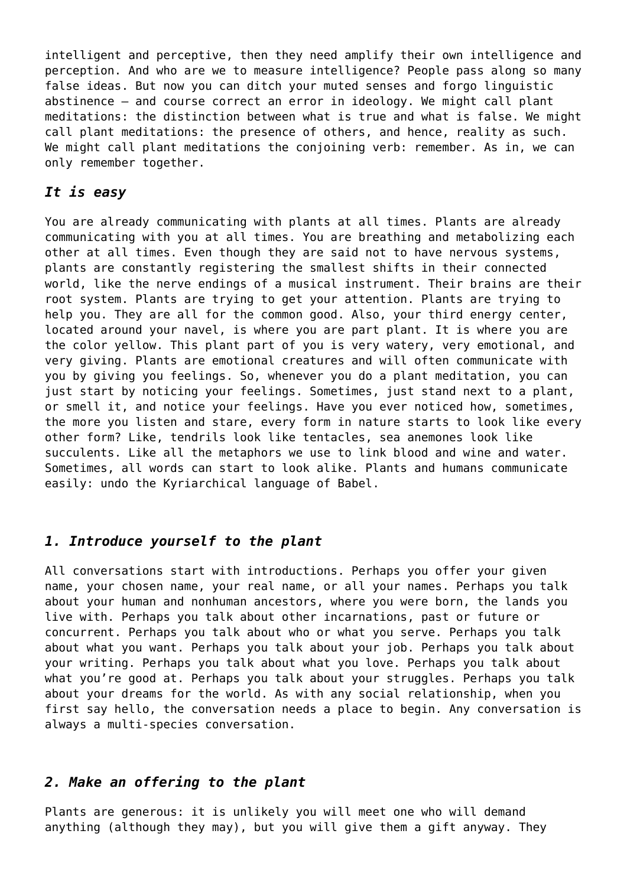intelligent and perceptive, then they need amplify their own intelligence and perception. And who are we to measure intelligence? People pass along so many false ideas. But now you can ditch your muted senses and forgo linguistic abstinence — and course correct an error in ideology. We might call plant meditations: the distinction between what is true and what is false. We might call plant meditations: the presence of others, and hence, reality as such. We might call plant meditations the conjoining verb: remember. As in, we can only remember together.

### *It is easy*

You are already communicating with plants at all times. Plants are already communicating with you at all times. You are breathing and metabolizing each other at all times. Even though they are said not to have nervous systems, plants are constantly registering the smallest shifts in their connected world, like the nerve endings of a musical instrument. Their brains are their root system. Plants are trying to get your attention. Plants are trying to help you. They are all for the common good. Also, your third energy center, located around your navel, is where you are part plant. It is where you are the color yellow. This plant part of you is very watery, very emotional, and very giving. Plants are emotional creatures and will often communicate with you by giving you feelings. So, whenever you do a plant meditation, you can just start by noticing your feelings. Sometimes, just stand next to a plant, or smell it, and notice your feelings. Have you ever noticed how, sometimes, the more you listen and stare, every form in nature starts to look like every other form? Like, tendrils look like tentacles, sea anemones look like succulents. Like all the metaphors we use to link blood and wine and water. Sometimes, all words can start to look alike. Plants and humans communicate easily: undo the Kyriarchical language of Babel.

### *1. Introduce yourself to the plant*

All conversations start with introductions. Perhaps you offer your given name, your chosen name, your real name, or all your names. Perhaps you talk about your human and nonhuman ancestors, where you were born, the lands you live with. Perhaps you talk about other incarnations, past or future or concurrent. Perhaps you talk about who or what you serve. Perhaps you talk about what you want. Perhaps you talk about your job. Perhaps you talk about your writing. Perhaps you talk about what you love. Perhaps you talk about what you're good at. Perhaps you talk about your struggles. Perhaps you talk about your dreams for the world. As with any social relationship, when you first say hello, the conversation needs a place to begin. Any conversation is always a multi-species conversation.

### *2. Make an offering to the plant*

Plants are generous: it is unlikely you will meet one who will demand anything (although they may), but you will give them a gift anyway. They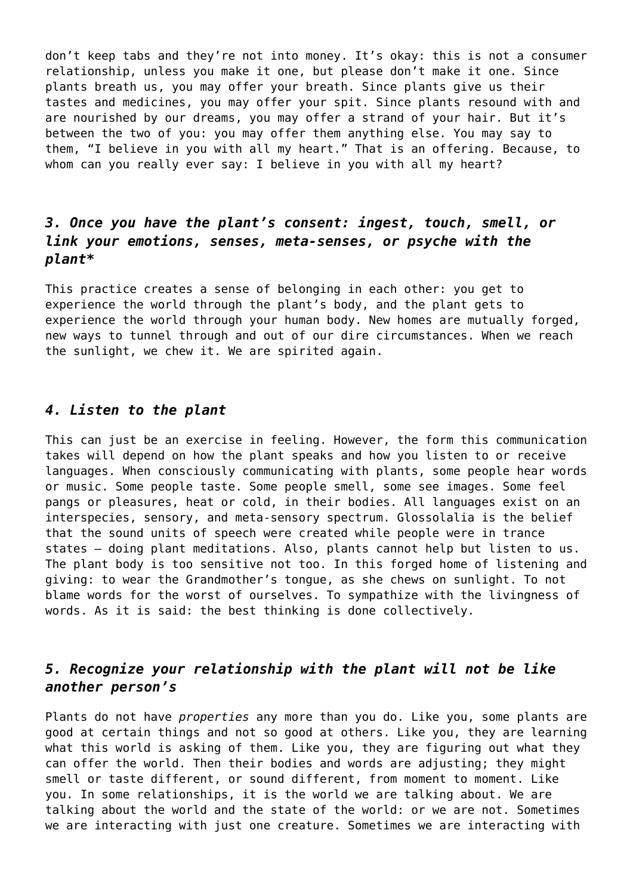don't keep tabs and they're not into money. It's okay: this is not a consumer relationship, unless you make it one, but please don't make it one. Since plants breath us, you may offer your breath. Since plants give us their tastes and medicines, you may offer your spit. Since plants resound with and are nourished by our dreams, you may offer a strand of your hair. But it's between the two of you: you may offer them anything else. You may say to them, "I believe in you with all my heart." That is an offering. Because, to whom can you really ever say: I believe in you with all my heart?

### *3. Once you have the plant's consent: ingest, touch, smell, or link your emotions, senses, meta-senses, or psyche with the plant**

This practice creates a sense of belonging in each other: you get to experience the world through the plant's body, and the plant gets to experience the world through your human body. New homes are mutually forged, new ways to tunnel through and out of our dire circumstances. When we reach the sunlight, we chew it. We are spirited again.

### *4. Listen to the plant*

This can just be an exercise in feeling. However, the form this communication takes will depend on how the plant speaks and how you listen to or receive languages. When consciously communicating with plants, some people hear words or music. Some people taste. Some people smell, some see images. Some feel pangs or pleasures, heat or cold, in their bodies. All languages exist on an interspecies, sensory, and meta-sensory spectrum. Glossolalia is the belief that the sound units of speech were created while people were in trance states – doing plant meditations. Also, plants cannot help but listen to us. The plant body is too sensitive not too. In this forged home of listening and giving: to wear the Grandmother's tongue, as she chews on sunlight. To not blame words for the worst of ourselves. To sympathize with the livingness of words. As it is said: the best thinking is done collectively.

### *5. Recognize your relationship with the plant will not be like another person's*

Plants do not have *properties* any more than you do. Like you, some plants are good at certain things and not so good at others. Like you, they are learning what this world is asking of them. Like you, they are figuring out what they can offer the world. Then their bodies and words are adjusting; they might smell or taste different, or sound different, from moment to moment. Like you. In some relationships, it is the world we are talking about. We are talking about the world and the state of the world: or we are not. Sometimes we are interacting with just one creature. Sometimes we are interacting with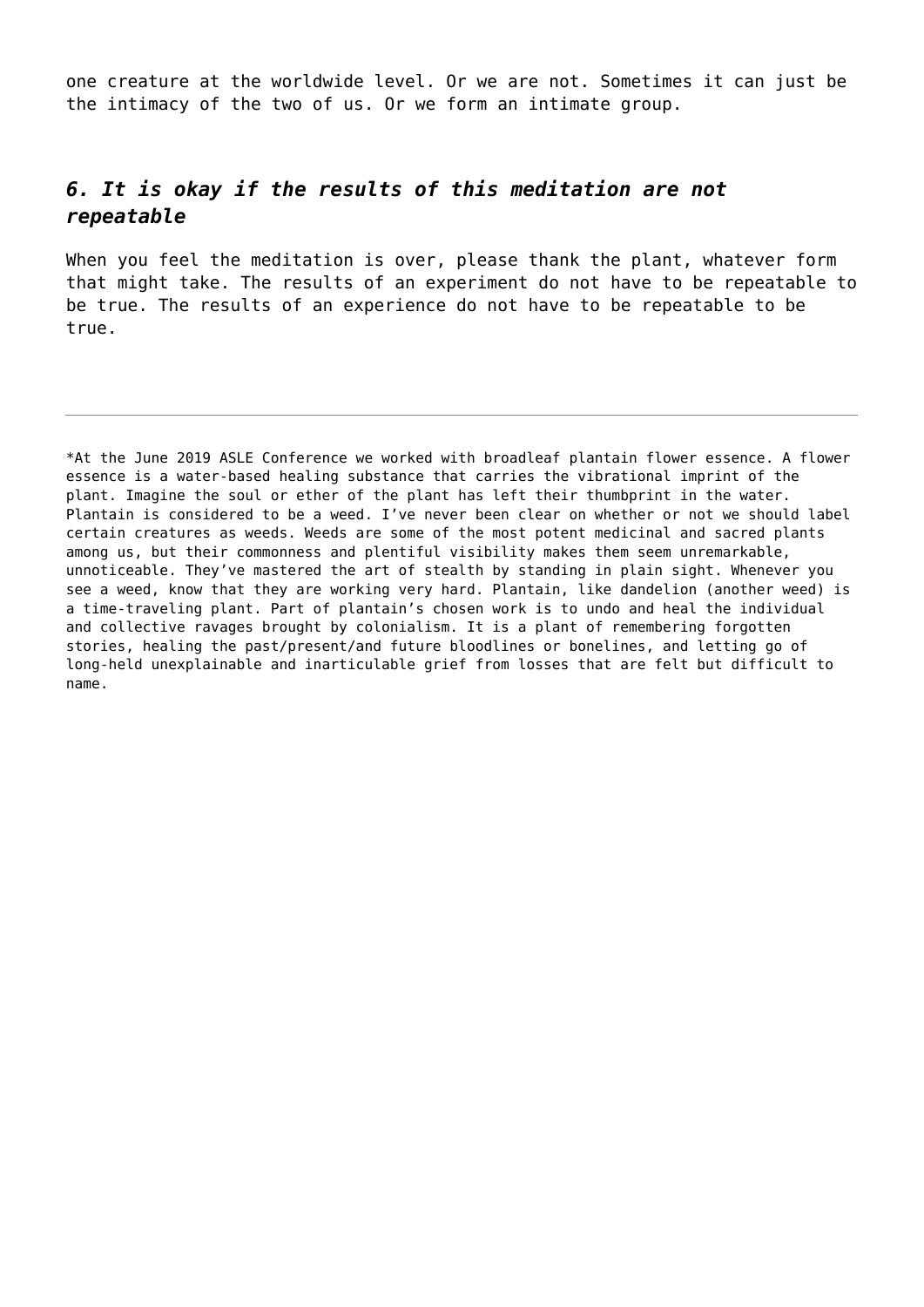one creature at the worldwide level. Or we are not. Sometimes it can just be the intimacy of the two of us. Or we form an intimate group.

### *6. It is okay if the results of this meditation are not repeatable*

When you feel the meditation is over, please thank the plant, whatever form that might take. The results of an experiment do not have to be repeatable to be true. The results of an experience do not have to be repeatable to be true.

---

*At the June 2019 ASLE Conference we worked with broadleaf plantain flower essence. A flower essence is a water-based healing substance that carries the vibrational imprint of the plant. Imagine the soul or ether of the plant has left their thumbprint in the water. Plantain is considered to be a weed. I've never been clear on whether or not we should label certain creatures as weeds. Weeds are some of the most potent medicinal and sacred plants among us, but their commonness and plentiful visibility makes them seem unremarkable, unnoticeable. They've mastered the art of stealth by standing in plain sight. Whenever you see a weed, know that they are working very hard. Plantain, like dandelion (another weed) is a time-traveling plant. Part of plantain's chosen work is to undo and heal the individual and collective ravages brought by colonialism. It is a plant of remembering forgotten stories, healing the past/present/and future bloodlines or bonelines, and letting go of long-held unexplainable and inarticulable grief from losses that are felt but difficult to name.